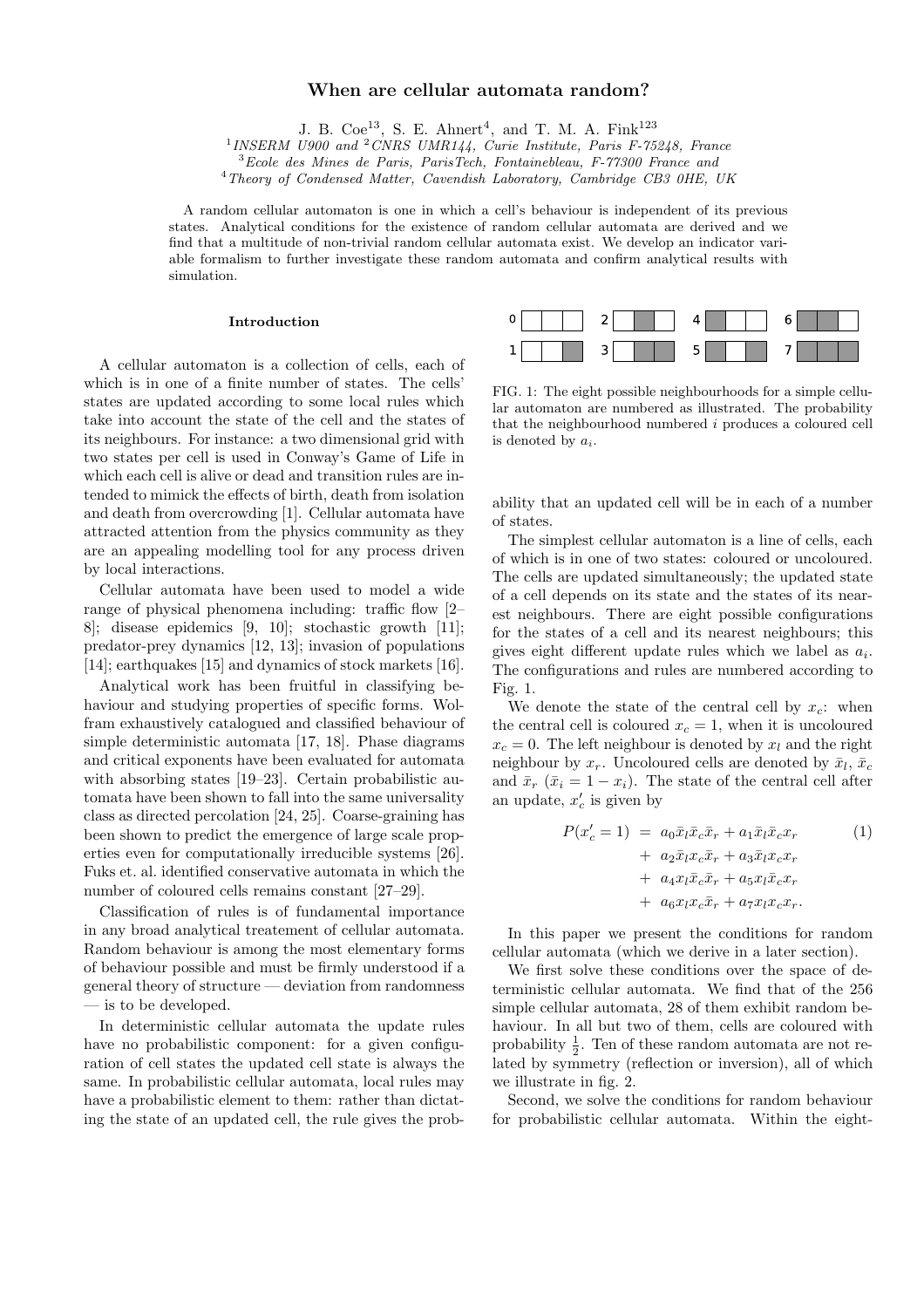# When are cellular automata random?

J. B. Coe[1,3], S. E. Ahnert[4], and T. M. A. Fink[1,2,3]

[1] *INSERM U900 and* [2] *CNRS UMR144, Curie Institute, Paris F-75248, France*
[3] *Ecole des Mines de Paris, ParisTech, Fontainebleau, F-77300 France and*
[4] *Theory of Condensed Matter, Cavendish Laboratory, Cambridge CB3 0HE, UK*

A random cellular automaton is one in which a cell's behaviour is independent of its previous states. Analytical conditions for the existence of random cellular automata are derived and we find that a multitude of non-trivial random cellular automata exist. We develop an indicator variable formalism to further investigate these random automata and confirm analytical results with simulation.

## Introduction

A cellular automaton is a collection of cells, each of which is in one of a finite number of states. The cells' states are updated according to some local rules which take into account the state of the cell and the states of its neighbours. For instance: a two dimensional grid with two states per cell is used in Conway's Game of Life in which each cell is alive or dead and transition rules are intended to mimick the effects of birth, death from isolation and death from overcrowding [1]. Cellular automata have attracted attention from the physics community as they are an appealing modelling tool for any process driven by local interactions.

Cellular automata have been used to model a wide range of physical phenomena including: traffic flow [2–8]; disease epidemics [9, 10]; stochastic growth [11]; predator-prey dynamics [12, 13]; invasion of populations [14]; earthquakes [15] and dynamics of stock markets [16].

Analytical work has been fruitful in classifying behaviour and studying properties of specific forms. Wolfram exhaustively catalogued and classified behaviour of simple deterministic automata [17, 18]. Phase diagrams and critical exponents have been evaluated for automata with absorbing states [19–23]. Certain probabilistic automata have been shown to fall into the same universality class as directed percolation [24, 25]. Coarse-graining has been shown to predict the emergence of large scale properties even for computationally irreducible systems [26]. Fuks et. al. identified conservative automata in which the number of coloured cells remains constant [27–29].

Classification of rules is of fundamental importance in any broad analytical treatement of cellular automata. Random behaviour is among the most elementary forms of behaviour possible and must be firmly understood if a general theory of structure — deviation from randomness — is to be developed.

In deterministic cellular automata the update rules have no probabilistic component: for a given configuration of cell states the updated cell state is always the same. In probabilistic cellular automata, local rules may have a probabilistic element to them: rather than dictating the state of an updated cell, the rule gives the probability that an updated cell will be in each of a number of states.

0 1 2 3 4 5 6 7

FIG. 1: The eight possible neighbourhoods for a simple cellular automaton are numbered as illustrated. The probability that the neighbourhood numbered $i$ produces a coloured cell is denoted by $a_i$.

The simplest cellular automaton is a line of cells, each of which is in one of two states: coloured or uncoloured. The cells are updated simultaneously; the updated state of a cell depends on its state and the states of its nearest neighbours. There are eight possible configurations for the states of a cell and its nearest neighbours; this gives eight different update rules which we label as $a_i$. The configurations and rules are numbered according to Fig. 1.

We denote the state of the central cell by $x_c$: when the central cell is coloured $x_c = 1$, when it is uncoloured $x_c = 0$. The left neighbour is denoted by $x_l$ and the right neighbour by $x_r$. Uncoloured cells are denoted by $\bar{x}_l$, $\bar{x}_c$ and $\bar{x}_r$ ($\bar{x}_i = 1 - x_i$). The state of the central cell after an update, $x'_c$ is given by

$$
\begin{aligned}
P(x'_c = 1) \;=\;& a_0\bar{x}_l\bar{x}_c\bar{x}_r + a_1\bar{x}_l\bar{x}_c x_r \\
+\;& a_2\bar{x}_l x_c\bar{x}_r + a_3\bar{x}_l x_c x_r \\
+\;& a_4 x_l\bar{x}_c\bar{x}_r + a_5 x_l\bar{x}_c x_r \\
+\;& a_6 x_l x_c\bar{x}_r + a_7 x_l x_c x_r.
\end{aligned} \tag{1}
$$

In this paper we present the conditions for random cellular automata (which we derive in a later section).

We first solve these conditions over the space of deterministic cellular automata. We find that of the 256 simple cellular automata, 28 of them exhibit random behaviour. In all but two of them, cells are coloured with probability $\frac{1}{2}$. Ten of these random automata are not related by symmetry (reflection or inversion), all of which we illustrate in fig. 2.

Second, we solve the conditions for random behaviour for probabilistic cellular automata. Within the eight-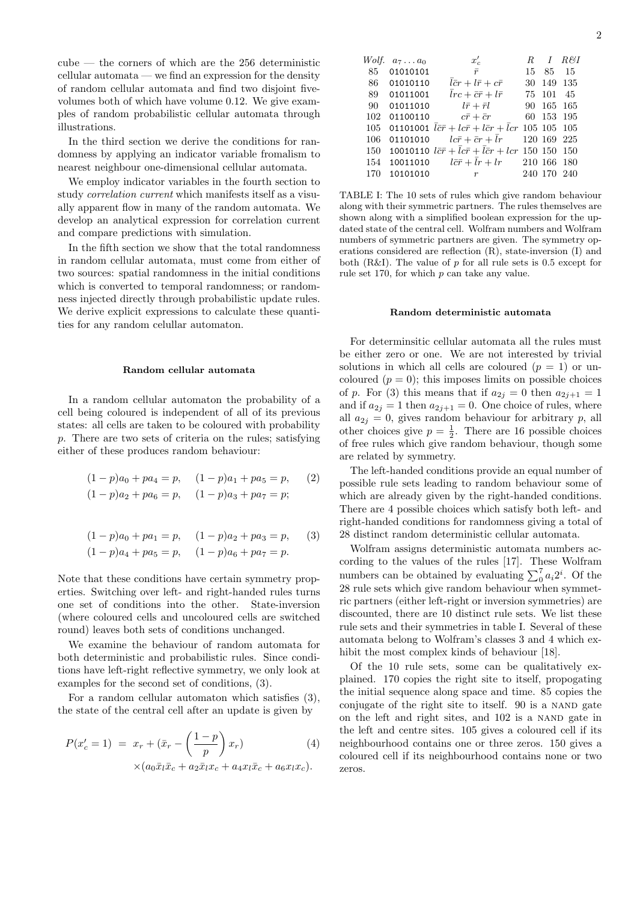cube — the corners of which are the 256 deterministic cellular automata — we find an expression for the density of random cellular automata and find two disjoint five-volumes both of which have volume 0.12. We give examples of random probabilistic cellular automata through illustrations.

In the third section we derive the conditions for randomness by applying an indicator variable fromalism to nearest neighbour one-dimensional cellular automata.

We employ indicator variables in the fourth section to study *correlation current* which manifests itself as a visually apparent flow in many of the random automata. We develop an analytical expression for correlation current and compare predictions with simulation.

In the fifth section we show that the total randomness in random cellular automata, must come from either of two sources: spatial randomness in the initial conditions which is converted to temporal randomness; or randomness injected directly through probabilistic update rules. We derive explicit expressions to calculate these quantities for any random celullar automaton.

### Random cellular automata

In a random cellular automaton the probability of a cell being coloured is independent of all of its previous states: all cells are taken to be coloured with probability $p$. There are two sets of criteria on the rules; satisfying either of these produces random behaviour:

$$(1-p)a_0 + pa_4 = p, \quad (1-p)a_1 + pa_5 = p, \quad (2)$$
$$(1-p)a_2 + pa_6 = p, \quad (1-p)a_3 + pa_7 = p;$$

$$(1-p)a_0 + pa_1 = p, \quad (1-p)a_2 + pa_3 = p, \quad (3)$$
$$(1-p)a_4 + pa_5 = p, \quad (1-p)a_6 + pa_7 = p.$$

Note that these conditions have certain symmetry properties. Switching over left- and right-handed rules turns one set of conditions into the other. State-inversion (where coloured cells and uncoloured cells are switched round) leaves both sets of conditions unchanged.

We examine the behaviour of random automata for both deterministic and probabilistic rules. Since conditions have left-right reflective symmetry, we only look at examples for the second set of conditions, (3).

For a random cellular automaton which satisfies (3), the state of the central cell after an update is given by

$$P(x'_c = 1) = x_r + \left(\bar{x}_r - \left(\frac{1-p}{p}\right)x_r\right) \quad (4)$$
$$\times(a_0\bar{x}_l\bar{x}_c + a_2\bar{x}_l x_c + a_4 x_l\bar{x}_c + a_6 x_l x_c).$$

| *Wolf.* | $a_7 \ldots a_0$ | $x'_c$ | $R$ | $I$ | *R&I* |
|---|---|---|---|---|---|
| 85 | 01010101 | $\bar{r}$ | 15 | 85 | 15 |
| 86 | 01010110 | $\bar{l}\bar{c}r + l\bar{r} + c\bar{r}$ | 30 | 149 | 135 |
| 89 | 01011001 | $\bar{l}rc + \bar{c}\bar{r} + l\bar{r}$ | 75 | 101 | 45 |
| 90 | 01011010 | $l\bar{r} + \bar{r}l$ | 90 | 165 | 165 |
| 102 | 01100110 | $c\bar{r} + \bar{c}r$ | 60 | 153 | 195 |
| 105 | 01101001 | $\bar{l}\bar{c}\bar{r} + lc\bar{r} + l\bar{c}r + \bar{l}cr$ | 105 | 105 | 105 |
| 106 | 01101010 | $lc\bar{r} + \bar{c}r + \bar{l}r$ | 120 | 169 | 225 |
| 150 | 10010110 | $l\bar{c}\bar{r} + \bar{l}c\bar{r} + \bar{l}\bar{c}r + lcr$ | 150 | 150 | 150 |
| 154 | 10011010 | $l\bar{c}\bar{r} + \bar{l}r + lr$ | 210 | 166 | 180 |
| 170 | 10101010 | $r$ | 240 | 170 | 240 |

TABLE I: The 10 sets of rules which give random behaviour along with their symmetric partners. The rules themselves are shown along with a simplified boolean expression for the updated state of the central cell. Wolfram numbers and Wolfram numbers of symmetric partners are given. The symmetry operations considered are reflection (R), state-inversion (I) and both (R&I). The value of $p$ for all rule sets is 0.5 except for rule set 170, for which $p$ can take any value.

### Random deterministic automata

For determinsitic cellular automata all the rules must be either zero or one. We are not interested by trivial solutions in which all cells are coloured ($p = 1$) or uncoloured ($p = 0$); this imposes limits on possible choices of $p$. For (3) this means that if $a_{2j} = 0$ then $a_{2j+1} = 1$ and if $a_{2j} = 1$ then $a_{2j+1} = 0$. One choice of rules, where all $a_{2j} = 0$, gives random behaviour for arbitrary $p$, all other choices give $p = \frac{1}{2}$. There are 16 possible choices of free rules which give random behaviour, though some are related by symmetry.

The left-handed conditions provide an equal number of possible rule sets leading to random behaviour some of which are already given by the right-handed conditions. There are 4 possible choices which satisfy both left- and right-handed conditions for randomness giving a total of 28 distinct random deterministic cellular automata.

Wolfram assigns deterministic automata numbers according to the values of the rules [17]. These Wolfram numbers can be obtained by evaluating $\sum_0^7 a_i 2^i$. Of the 28 rule sets which give random behaviour when symmetric partners (either left-right or inversion symmetries) are discounted, there are 10 distinct rule sets. We list these rule sets and their symmetries in table I. Several of these automata belong to Wolfram's classes 3 and 4 which exhibit the most complex kinds of behaviour [18].

Of the 10 rule sets, some can be qualitatively explained. 170 copies the right site to itself, propogating the initial sequence along space and time. 85 copies the conjugate of the right site to itself. 90 is a NAND gate on the left and right sites, and 102 is a NAND gate in the left and centre sites. 105 gives a coloured cell if its neighbourhood contains one or three zeros. 150 gives a coloured cell if its neighbourhood contains none or two zeros.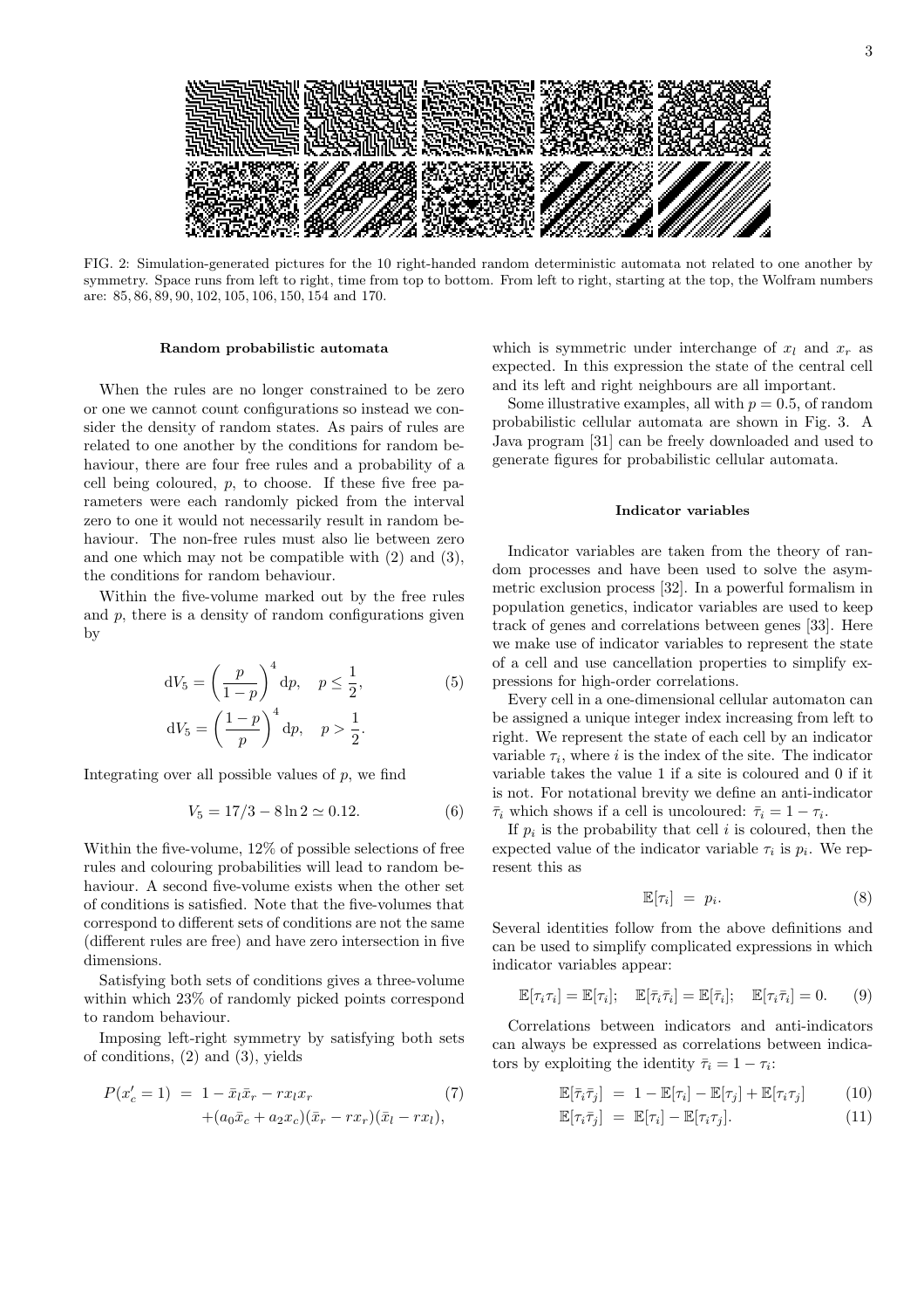FIG. 2: Simulation-generated pictures for the 10 right-handed random deterministic automata not related to one another by symmetry. Space runs from left to right, time from top to bottom. From left to right, starting at the top, the Wolfram numbers are: 85, 86, 89, 90, 102, 105, 106, 150, 154 and 170.

### Random probabilistic automata

When the rules are no longer constrained to be zero or one we cannot count configurations so instead we consider the density of random states. As pairs of rules are related to one another by the conditions for random behaviour, there are four free rules and a probability of a cell being coloured, $p$, to choose. If these five free parameters were each randomly picked from the interval zero to one it would not necessarily result in random behaviour. The non-free rules must also lie between zero and one which may not be compatible with (2) and (3), the conditions for random behaviour.

Within the five-volume marked out by the free rules and $p$, there is a density of random configurations given by

$$\mathrm{d}V_5 = \left(\frac{p}{1-p}\right)^4 \mathrm{d}p, \quad p \le \frac{1}{2}, \tag{5}$$
$$\mathrm{d}V_5 = \left(\frac{1-p}{p}\right)^4 \mathrm{d}p, \quad p > \frac{1}{2}.$$

Integrating over all possible values of $p$, we find

$$V_5 = 17/3 - 8\ln 2 \simeq 0.12. \tag{6}$$

Within the five-volume, 12% of possible selections of free rules and colouring probabilities will lead to random behaviour. A second five-volume exists when the other set of conditions is satisfied. Note that the five-volumes that correspond to different sets of conditions are not the same (different rules are free) and have zero intersection in five dimensions.

Satisfying both sets of conditions gives a three-volume within which 23% of randomly picked points correspond to random behaviour.

Imposing left-right symmetry by satisfying both sets of conditions, (2) and (3), yields

$$\begin{aligned} P(x_c' = 1) &= 1 - \bar{x}_l \bar{x}_r - r x_l x_r \\ &\quad + (a_0 \bar{x}_c + a_2 x_c)(\bar{x}_r - r x_r)(\bar{x}_l - r x_l), \end{aligned} \tag{7}$$

which is symmetric under interchange of $x_l$ and $x_r$ as expected. In this expression the state of the central cell and its left and right neighbours are all important.

Some illustrative examples, all with $p = 0.5$, of random probabilistic cellular automata are shown in Fig. 3. A Java program [31] can be freely downloaded and used to generate figures for probabilistic cellular automata.

### Indicator variables

Indicator variables are taken from the theory of random processes and have been used to solve the asymmetric exclusion process [32]. In a powerful formalism in population genetics, indicator variables are used to keep track of genes and correlations between genes [33]. Here we make use of indicator variables to represent the state of a cell and use cancellation properties to simplify expressions for high-order correlations.

Every cell in a one-dimensional cellular automaton can be assigned a unique integer index increasing from left to right. We represent the state of each cell by an indicator variable $\tau_i$, where $i$ is the index of the site. The indicator variable takes the value 1 if a site is coloured and 0 if it is not. For notational brevity we define an anti-indicator $\bar{\tau}_i$ which shows if a cell is uncoloured: $\bar{\tau}_i = 1 - \tau_i$.

If $p_i$ is the probability that cell $i$ is coloured, then the expected value of the indicator variable $\tau_i$ is $p_i$. We represent this as

$$\mathbb{E}[\tau_i] \;=\; p_i. \tag{8}$$

Several identities follow from the above definitions and can be used to simplify complicated expressions in which indicator variables appear:

$$\mathbb{E}[\tau_i \tau_i] = \mathbb{E}[\tau_i]; \quad \mathbb{E}[\bar{\tau}_i \bar{\tau}_i] = \mathbb{E}[\bar{\tau}_i]; \quad \mathbb{E}[\tau_i \bar{\tau}_i] = 0. \tag{9}$$

Correlations between indicators and anti-indicators can always be expressed as correlations between indicators by exploiting the identity $\bar{\tau}_i = 1 - \tau_i$:

$$\mathbb{E}[\bar{\tau}_i \bar{\tau}_j] \;=\; 1 - \mathbb{E}[\tau_i] - \mathbb{E}[\tau_j] + \mathbb{E}[\tau_i \tau_j] \tag{10}$$

$$\mathbb{E}[\tau_i \bar{\tau}_j] \;=\; \mathbb{E}[\tau_i] - \mathbb{E}[\tau_i \tau_j]. \tag{11}$$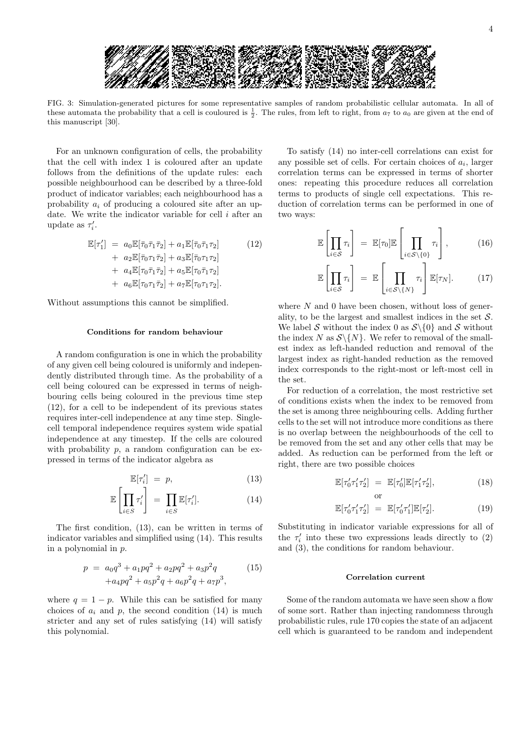FIG. 3: Simulation-generated pictures for some representative samples of random probabilistic cellular automata. In all of these automata the probability that a cell is couloured is $\frac{1}{2}$. The rules, from left to right, from $a_7$ to $a_0$ are given at the end of this manuscript [30].

For an unknown configuration of cells, the probability that the cell with index 1 is coloured after an update follows from the definitions of the update rules: each possible neighbourhood can be described by a three-fold product of indicator variables; each neighbourhood has a probability $a_i$ of producing a coloured site after an update. We write the indicator variable for cell $i$ after an update as $\tau_i'$.

$$
\begin{aligned}
\mathbb{E}[\tau_1'] &= a_0\mathbb{E}[\bar{\tau}_0\bar{\tau}_1\bar{\tau}_2] + a_1\mathbb{E}[\bar{\tau}_0\bar{\tau}_1\tau_2] \\
&+ a_2\mathbb{E}[\bar{\tau}_0\tau_1\bar{\tau}_2] + a_3\mathbb{E}[\bar{\tau}_0\tau_1\tau_2] \\
&+ a_4\mathbb{E}[\tau_0\bar{\tau}_1\bar{\tau}_2] + a_5\mathbb{E}[\tau_0\bar{\tau}_1\tau_2] \\
&+ a_6\mathbb{E}[\tau_0\tau_1\bar{\tau}_2] + a_7\mathbb{E}[\tau_0\tau_1\tau_2].
\end{aligned} \tag{12}
$$

Without assumptions this cannot be simplified.

### Conditions for random behaviour

A random configuration is one in which the probability of any given cell being coloured is uniformly and independently distributed through time. As the probability of a cell being coloured can be expressed in terms of neighbouring cells being coloured in the previous time step (12), for a cell to be independent of its previous states requires inter-cell independence at any time step. Single-cell temporal independence requires system wide spatial independence at any timestep. If the cells are coloured with probability $p$, a random configuration can be expressed in terms of the indicator algebra as

$$
\mathbb{E}[\tau_i'] = p, \tag{13}
$$

$$
\mathbb{E}\left[\prod_{i\in S}\tau_i'\right] = \prod_{i\in S}\mathbb{E}[\tau_i']. \tag{14}
$$

The first condition, (13), can be written in terms of indicator variables and simplified using (14). This results in a polynomial in $p$.

$$
\begin{aligned}
p &= a_0q^3 + a_1pq^2 + a_2pq^2 + a_3p^2q \\
&+ a_4pq^2 + a_5p^2q + a_6p^2q + a_7p^3,
\end{aligned} \tag{15}
$$

where $q = 1 - p$. While this can be satisfied for many choices of $a_i$ and $p$, the second condition (14) is much stricter and any set of rules satisfying (14) will satisfy this polynomial.

To satisfy (14) no inter-cell correlations can exist for any possible set of cells. For certain choices of $a_i$, larger correlation terms can be expressed in terms of shorter ones: repeating this procedure reduces all correlation terms to products of single cell expectations. This reduction of correlation terms can be performed in one of two ways:

$$
\mathbb{E}\left[\prod_{i\in\mathcal{S}}\tau_i\right] = \mathbb{E}[\tau_0]\mathbb{E}\left[\prod_{i\in\mathcal{S}\setminus\{0\}}\tau_i\right], \tag{16}
$$

$$
\mathbb{E}\left[\prod_{i\in\mathcal{S}}\tau_i\right] = \mathbb{E}\left[\prod_{i\in\mathcal{S}\setminus\{N\}}\tau_i\right]\mathbb{E}[\tau_N]. \tag{17}
$$

where $N$ and 0 have been chosen, without loss of generality, to be the largest and smallest indices in the set $\mathcal{S}$. We label $\mathcal{S}$ without the index 0 as $\mathcal{S}\setminus\{0\}$ and $\mathcal{S}$ without the index $N$ as $\mathcal{S}\setminus\{N\}$. We refer to removal of the smallest index as left-handed reduction and removal of the largest index as right-handed reduction as the removed index corresponds to the right-most or left-most cell in the set.

For reduction of a correlation, the most restrictive set of conditions exists when the index to be removed from the set is among three neighbouring cells. Adding further cells to the set will not introduce more conditions as there is no overlap between the neighbourhoods of the cell to be removed from the set and any other cells that may be added. As reduction can be performed from the left or right, there are two possible choices

$$
\mathbb{E}[\tau_0'\tau_1'\tau_2'] = \mathbb{E}[\tau_0']\mathbb{E}[\tau_1'\tau_2'], \tag{18}
$$

or

$$
\mathbb{E}[\tau_0'\tau_1'\tau_2'] = \mathbb{E}[\tau_0'\tau_1']\mathbb{E}[\tau_2']. \tag{19}
$$

Substituting in indicator variable expressions for all of the $\tau_i'$ into these two expressions leads directly to (2) and (3), the conditions for random behaviour.

### Correlation current

Some of the random automata we have seen show a flow of some sort. Rather than injecting randomness through probabilistic rules, rule 170 copies the state of an adjacent cell which is guaranteed to be random and independent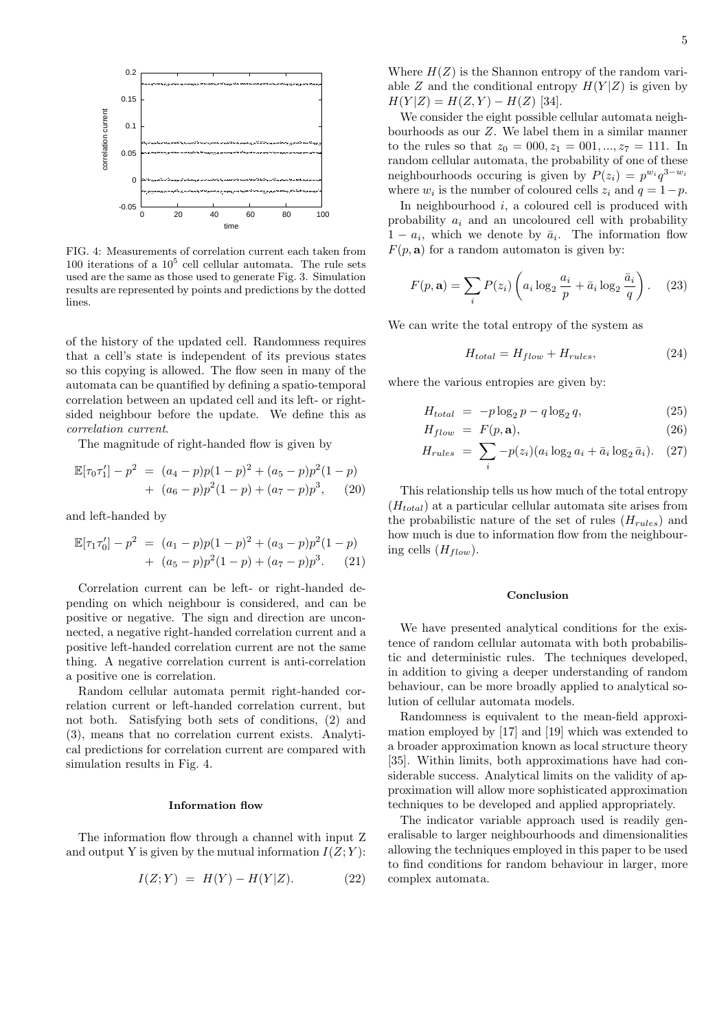0.2
0.15
0.1
0.05
0
-0.05
correlation current
0
20
40
60
80
100
time

FIG. 4: Measurements of correlation current each taken from 100 iterations of a $10^5$ cell cellular automata. The rule sets used are the same as those used to generate Fig. 3. Simulation results are represented by points and predictions by the dotted lines.

of the history of the updated cell. Randomness requires that a cell's state is independent of its previous states so this copying is allowed. The flow seen in many of the automata can be quantified by defining a spatio-temporal correlation between an updated cell and its left- or right-sided neighbour before the update. We define this as *correlation current*.

The magnitude of right-handed flow is given by

$$\begin{aligned}\mathbb{E}[\tau_0\tau_1'] - p^2 &= (a_4 - p)p(1-p)^2 + (a_5 - p)p^2(1-p) \\ &+ (a_6 - p)p^2(1-p) + (a_7 - p)p^3, \qquad (20)\end{aligned}$$

and left-handed by

$$\begin{aligned}\mathbb{E}[\tau_1\tau_0'] - p^2 &= (a_1 - p)p(1-p)^2 + (a_3 - p)p^2(1-p) \\ &+ (a_5 - p)p^2(1-p) + (a_7 - p)p^3. \qquad (21)\end{aligned}$$

Correlation current can be left- or right-handed depending on which neighbour is considered, and can be positive or negative. The sign and direction are unconnected, a negative right-handed correlation current and a positive left-handed correlation current are not the same thing. A negative correlation current is anti-correlation a positive one is correlation.

Random cellular automata permit right-handed correlation current or left-handed correlation current, but not both. Satisfying both sets of conditions, (2) and (3), means that no correlation current exists. Analytical predictions for correlation current are compared with simulation results in Fig. 4.

### Information flow

The information flow through a channel with input Z and output Y is given by the mutual information $I(Z;Y)$:

$$I(Z;Y) = H(Y) - H(Y|Z). \qquad (22)$$

Where $H(Z)$ is the Shannon entropy of the random variable $Z$ and the conditional entropy $H(Y|Z)$ is given by $H(Y|Z) = H(Z,Y) - H(Z)$ [34].

We consider the eight possible cellular automata neighbourhoods as our $Z$. We label them in a similar manner to the rules so that $z_0 = 000, z_1 = 001, ..., z_7 = 111$. In random cellular automata, the probability of one of these neighbourhoods occuring is given by $P(z_i) = p^{w_i}q^{3-w_i}$ where $w_i$ is the number of coloured cells $z_i$ and $q = 1-p$.

In neighbourhood $i$, a coloured cell is produced with probability $a_i$ and an uncoloured cell with probability $1 - a_i$, which we denote by $\bar{a}_i$. The information flow $F(p, \mathbf{a})$ for a random automaton is given by:

$$F(p,\mathbf{a}) = \sum_i P(z_i)\left(a_i \log_2 \frac{a_i}{p} + \bar{a}_i \log_2 \frac{\bar{a}_i}{q}\right). \qquad (23)$$

We can write the total entropy of the system as

$$H_{total} = H_{flow} + H_{rules}, \qquad (24)$$

where the various entropies are given by:

$$H_{total} = -p\log_2 p - q\log_2 q, \qquad (25)$$

$$H_{flow} = F(p,\mathbf{a}), \qquad (26)$$

$$H_{rules} = \sum_i -p(z_i)(a_i \log_2 a_i + \bar{a}_i \log_2 \bar{a}_i). \qquad (27)$$

This relationship tells us how much of the total entropy ($H_{total}$) at a particular cellular automata site arises from the probabilistic nature of the set of rules ($H_{rules}$) and how much is due to information flow from the neighbouring cells ($H_{flow}$).

### Conclusion

We have presented analytical conditions for the existence of random cellular automata with both probabilistic and deterministic rules. The techniques developed, in addition to giving a deeper understanding of random behaviour, can be more broadly applied to analytical solution of cellular automata models.

Randomness is equivalent to the mean-field approximation employed by [17] and [19] which was extended to a broader approximation known as local structure theory [35]. Within limits, both approximations have had considerable success. Analytical limits on the validity of approximation will allow more sophisticated approximation techniques to be developed and applied appropriately.

The indicator variable approach used is readily generalisable to larger neighbourhoods and dimensionalities allowing the techniques employed in this paper to be used to find conditions for random behaviour in larger, more complex automata.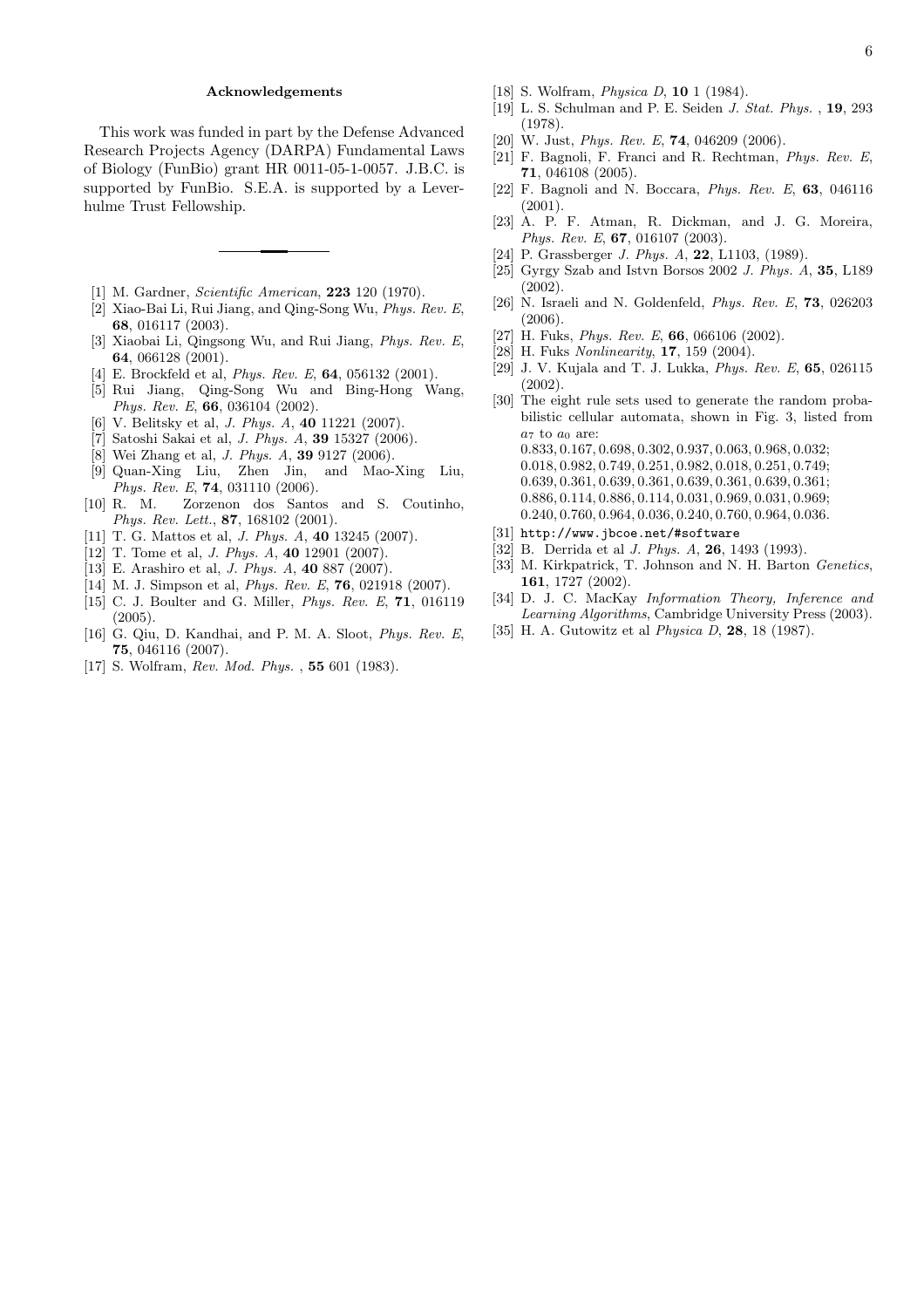### Acknowledgements

This work was funded in part by the Defense Advanced Research Projects Agency (DARPA) Fundamental Laws of Biology (FunBio) grant HR 0011-05-1-0057. J.B.C. is supported by FunBio. S.E.A. is supported by a Leverhulme Trust Fellowship.

---

[1] M. Gardner, *Scientific American*, **223** 120 (1970).

[2] Xiao-Bai Li, Rui Jiang, and Qing-Song Wu, *Phys. Rev. E*, **68**, 016117 (2003).

[3] Xiaobai Li, Qingsong Wu, and Rui Jiang, *Phys. Rev. E*, **64**, 066128 (2001).

[4] E. Brockfeld et al, *Phys. Rev. E*, **64**, 056132 (2001).

[5] Rui Jiang, Qing-Song Wu and Bing-Hong Wang, *Phys. Rev. E*, **66**, 036104 (2002).

[6] V. Belitsky et al, *J. Phys. A*, **40** 11221 (2007).

[7] Satoshi Sakai et al, *J. Phys. A*, **39** 15327 (2006).

[8] Wei Zhang et al, *J. Phys. A*, **39** 9127 (2006).

[9] Quan-Xing Liu, Zhen Jin, and Mao-Xing Liu, *Phys. Rev. E*, **74**, 031110 (2006).

[10] R. M. Zorzenon dos Santos and S. Coutinho, *Phys. Rev. Lett.*, **87**, 168102 (2001).

[11] T. G. Mattos et al, *J. Phys. A*, **40** 13245 (2007).

[12] T. Tome et al, *J. Phys. A*, **40** 12901 (2007).

[13] E. Arashiro et al, *J. Phys. A*, **40** 887 (2007).

[14] M. J. Simpson et al, *Phys. Rev. E*, **76**, 021918 (2007).

[15] C. J. Boulter and G. Miller, *Phys. Rev. E*, **71**, 016119 (2005).

[16] G. Qiu, D. Kandhai, and P. M. A. Sloot, *Phys. Rev. E*, **75**, 046116 (2007).

[17] S. Wolfram, *Rev. Mod. Phys.* , **55** 601 (1983).

[18] S. Wolfram, *Physica D*, **10** 1 (1984).

[19] L. S. Schulman and P. E. Seiden *J. Stat. Phys.* , **19**, 293 (1978).

[20] W. Just, *Phys. Rev. E*, **74**, 046209 (2006).

[21] F. Bagnoli, F. Franci and R. Rechtman, *Phys. Rev. E*, **71**, 046108 (2005).

[22] F. Bagnoli and N. Boccara, *Phys. Rev. E*, **63**, 046116 (2001).

[23] A. P. F. Atman, R. Dickman, and J. G. Moreira, *Phys. Rev. E*, **67**, 016107 (2003).

[24] P. Grassberger *J. Phys. A*, **22**, L1103, (1989).

[25] Gyrgy Szab and Istvn Borsos 2002 *J. Phys. A*, **35**, L189 (2002).

[26] N. Israeli and N. Goldenfeld, *Phys. Rev. E*, **73**, 026203 (2006).

[27] H. Fuks, *Phys. Rev. E*, **66**, 066106 (2002).

[28] H. Fuks *Nonlinearity*, **17**, 159 (2004).

[29] J. V. Kujala and T. J. Lukka, *Phys. Rev. E*, **65**, 026115 (2002).

[30] The eight rule sets used to generate the random probabilistic cellular automata, shown in Fig. 3, listed from $a_7$ to $a_0$ are:
$0.833, 0.167, 0.698, 0.302, 0.937, 0.063, 0.968, 0.032;$
$0.018, 0.982, 0.749, 0.251, 0.982, 0.018, 0.251, 0.749;$
$0.639, 0.361, 0.639, 0.361, 0.639, 0.361, 0.639, 0.361;$
$0.886, 0.114, 0.886, 0.114, 0.031, 0.969, 0.031, 0.969;$
$0.240, 0.760, 0.964, 0.036, 0.240, 0.760, 0.964, 0.036.$

[31] `http://www.jbcoe.net/#software`

[32] B. Derrida et al *J. Phys. A*, **26**, 1493 (1993).

[33] M. Kirkpatrick, T. Johnson and N. H. Barton *Genetics*, **161**, 1727 (2002).

[34] D. J. C. MacKay *Information Theory, Inference and Learning Algorithms*, Cambridge University Press (2003).

[35] H. A. Gutowitz et al *Physica D*, **28**, 18 (1987).